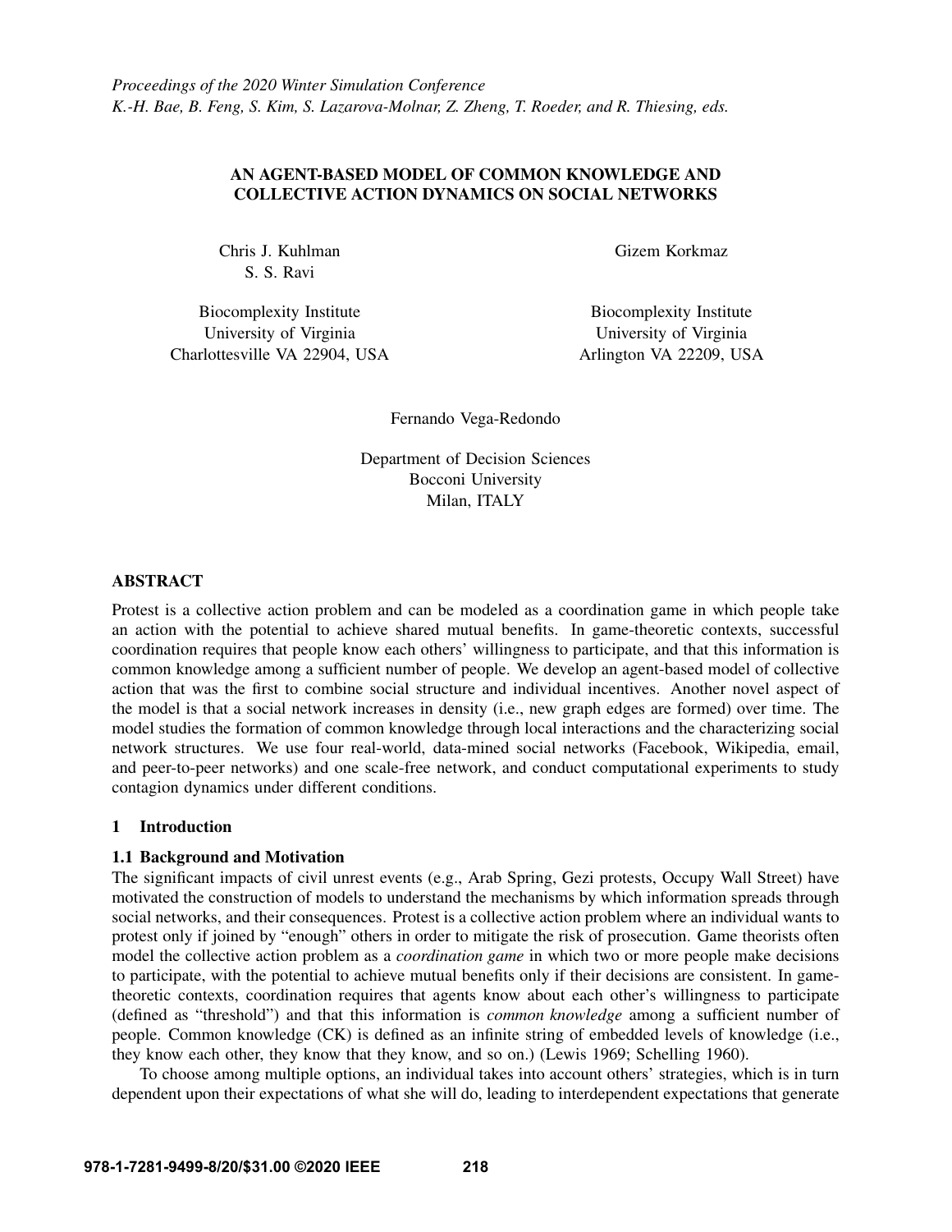*Proceedings of the 2020 Winter Simulation Conference*
*K.-H. Bae, B. Feng, S. Kim, S. Lazarova-Molnar, Z. Zheng, T. Roeder, and R. Thiesing, eds.*

# AN AGENT-BASED MODEL OF COMMON KNOWLEDGE AND COLLECTIVE ACTION DYNAMICS ON SOCIAL NETWORKS

Chris J. Kuhlman
S. S. Ravi

Biocomplexity Institute
University of Virginia
Charlottesville VA 22904, USA

Gizem Korkmaz

Biocomplexity Institute
University of Virginia
Arlington VA 22209, USA

Fernando Vega-Redondo

Department of Decision Sciences
Bocconi University
Milan, ITALY

## ABSTRACT

Protest is a collective action problem and can be modeled as a coordination game in which people take an action with the potential to achieve shared mutual benefits. In game-theoretic contexts, successful coordination requires that people know each others' willingness to participate, and that this information is common knowledge among a sufficient number of people. We develop an agent-based model of collective action that was the first to combine social structure and individual incentives. Another novel aspect of the model is that a social network increases in density (i.e., new graph edges are formed) over time. The model studies the formation of common knowledge through local interactions and the characterizing social network structures. We use four real-world, data-mined social networks (Facebook, Wikipedia, email, and peer-to-peer networks) and one scale-free network, and conduct computational experiments to study contagion dynamics under different conditions.

## 1 Introduction

### 1.1 Background and Motivation

The significant impacts of civil unrest events (e.g., Arab Spring, Gezi protests, Occupy Wall Street) have motivated the construction of models to understand the mechanisms by which information spreads through social networks, and their consequences. Protest is a collective action problem where an individual wants to protest only if joined by "enough" others in order to mitigate the risk of prosecution. Game theorists often model the collective action problem as a *coordination game* in which two or more people make decisions to participate, with the potential to achieve mutual benefits only if their decisions are consistent. In game-theoretic contexts, coordination requires that agents know about each other's willingness to participate (defined as "threshold") and that this information is *common knowledge* among a sufficient number of people. Common knowledge (CK) is defined as an infinite string of embedded levels of knowledge (i.e., they know each other, they know that they know, and so on.) (Lewis 1969; Schelling 1960).

To choose among multiple options, an individual takes into account others' strategies, which is in turn dependent upon their expectations of what she will do, leading to interdependent expectations that generate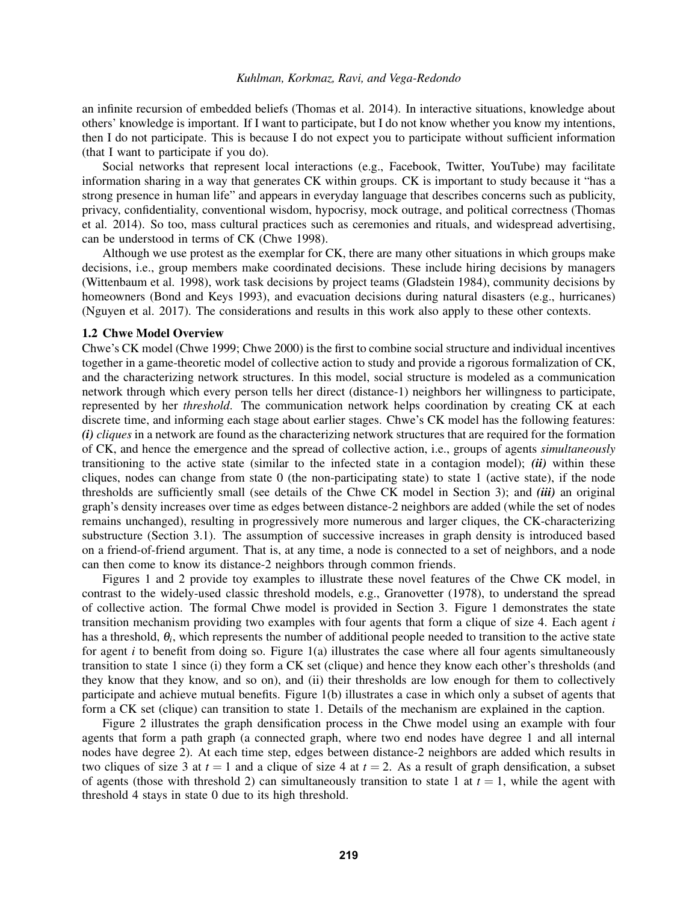an infinite recursion of embedded beliefs (Thomas et al. 2014). In interactive situations, knowledge about others' knowledge is important. If I want to participate, but I do not know whether you know my intentions, then I do not participate. This is because I do not expect you to participate without sufficient information (that I want to participate if you do).

Social networks that represent local interactions (e.g., Facebook, Twitter, YouTube) may facilitate information sharing in a way that generates CK within groups. CK is important to study because it "has a strong presence in human life" and appears in everyday language that describes concerns such as publicity, privacy, confidentiality, conventional wisdom, hypocrisy, mock outrage, and political correctness (Thomas et al. 2014). So too, mass cultural practices such as ceremonies and rituals, and widespread advertising, can be understood in terms of CK (Chwe 1998).

Although we use protest as the exemplar for CK, there are many other situations in which groups make decisions, i.e., group members make coordinated decisions. These include hiring decisions by managers (Wittenbaum et al. 1998), work task decisions by project teams (Gladstein 1984), community decisions by homeowners (Bond and Keys 1993), and evacuation decisions during natural disasters (e.g., hurricanes) (Nguyen et al. 2017). The considerations and results in this work also apply to these other contexts.

### 1.2 Chwe Model Overview

Chwe's CK model (Chwe 1999; Chwe 2000) is the first to combine social structure and individual incentives together in a game-theoretic model of collective action to study and provide a rigorous formalization of CK, and the characterizing network structures. In this model, social structure is modeled as a communication network through which every person tells her direct (distance-1) neighbors her willingness to participate, represented by her *threshold*. The communication network helps coordination by creating CK at each discrete time, and informing each stage about earlier stages. Chwe's CK model has the following features: ***(i)*** *cliques* in a network are found as the characterizing network structures that are required for the formation of CK, and hence the emergence and the spread of collective action, i.e., groups of agents *simultaneously* transitioning to the active state (similar to the infected state in a contagion model); ***(ii)*** within these cliques, nodes can change from state 0 (the non-participating state) to state 1 (active state), if the node thresholds are sufficiently small (see details of the Chwe CK model in Section 3); and ***(iii)*** an original graph's density increases over time as edges between distance-2 neighbors are added (while the set of nodes remains unchanged), resulting in progressively more numerous and larger cliques, the CK-characterizing substructure (Section 3.1). The assumption of successive increases in graph density is introduced based on a friend-of-friend argument. That is, at any time, a node is connected to a set of neighbors, and a node can then come to know its distance-2 neighbors through common friends.

Figures 1 and 2 provide toy examples to illustrate these novel features of the Chwe CK model, in contrast to the widely-used classic threshold models, e.g., Granovetter (1978), to understand the spread of collective action. The formal Chwe model is provided in Section 3. Figure 1 demonstrates the state transition mechanism providing two examples with four agents that form a clique of size 4. Each agent $i$ has a threshold, $\theta_i$, which represents the number of additional people needed to transition to the active state for agent $i$ to benefit from doing so. Figure 1(a) illustrates the case where all four agents simultaneously transition to state 1 since (i) they form a CK set (clique) and hence they know each other's thresholds (and they know that they know, and so on), and (ii) their thresholds are low enough for them to collectively participate and achieve mutual benefits. Figure 1(b) illustrates a case in which only a subset of agents that form a CK set (clique) can transition to state 1. Details of the mechanism are explained in the caption.

Figure 2 illustrates the graph densification process in the Chwe model using an example with four agents that form a path graph (a connected graph, where two end nodes have degree 1 and all internal nodes have degree 2). At each time step, edges between distance-2 neighbors are added which results in two cliques of size 3 at $t = 1$ and a clique of size 4 at $t = 2$. As a result of graph densification, a subset of agents (those with threshold 2) can simultaneously transition to state 1 at $t = 1$, while the agent with threshold 4 stays in state 0 due to its high threshold.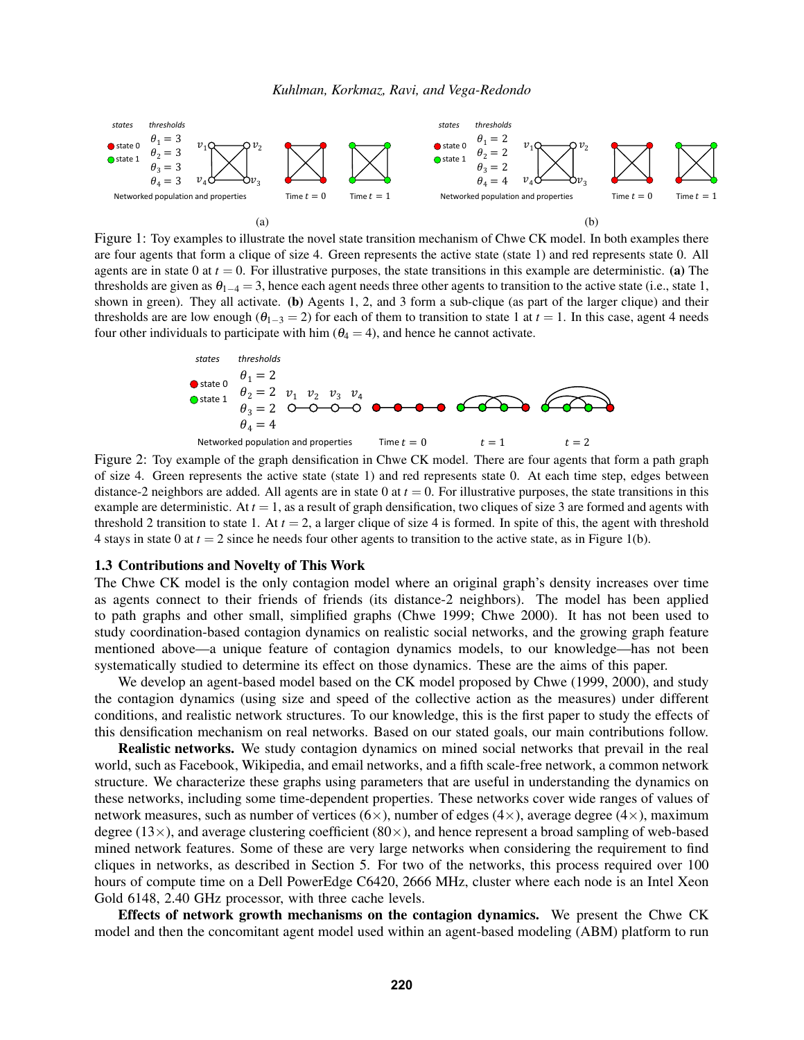Figure 1: Toy examples to illustrate the novel state transition mechanism of Chwe CK model. In both examples there are four agents that form a clique of size 4. Green represents the active state (state 1) and red represents state 0. All agents are in state 0 at $t = 0$. For illustrative purposes, the state transitions in this example are deterministic. **(a)** The thresholds are given as $\theta_{1-4} = 3$, hence each agent needs three other agents to transition to the active state (i.e., state 1, shown in green). They all activate. **(b)** Agents 1, 2, and 3 form a sub-clique (as part of the larger clique) and their thresholds are are low enough ($\theta_{1-3} = 2$) for each of them to transition to state 1 at $t = 1$. In this case, agent 4 needs four other individuals to participate with him ($\theta_4 = 4$), and hence he cannot activate.

Figure 2: Toy example of the graph densification in Chwe CK model. There are four agents that form a path graph of size 4. Green represents the active state (state 1) and red represents state 0. At each time step, edges between distance-2 neighbors are added. All agents are in state 0 at $t = 0$. For illustrative purposes, the state transitions in this example are deterministic. At $t = 1$, as a result of graph densification, two cliques of size 3 are formed and agents with threshold 2 transition to state 1. At $t = 2$, a larger clique of size 4 is formed. In spite of this, the agent with threshold 4 stays in state 0 at $t = 2$ since he needs four other agents to transition to the active state, as in Figure 1(b).

### 1.3 Contributions and Novelty of This Work

The Chwe CK model is the only contagion model where an original graph's density increases over time as agents connect to their friends of friends (its distance-2 neighbors). The model has been applied to path graphs and other small, simplified graphs (Chwe 1999; Chwe 2000). It has not been used to study coordination-based contagion dynamics on realistic social networks, and the growing graph feature mentioned above—a unique feature of contagion dynamics models, to our knowledge—has not been systematically studied to determine its effect on those dynamics. These are the aims of this paper.

We develop an agent-based model based on the CK model proposed by Chwe (1999, 2000), and study the contagion dynamics (using size and speed of the collective action as the measures) under different conditions, and realistic network structures. To our knowledge, this is the first paper to study the effects of this densification mechanism on real networks. Based on our stated goals, our main contributions follow.

**Realistic networks.** We study contagion dynamics on mined social networks that prevail in the real world, such as Facebook, Wikipedia, and email networks, and a fifth scale-free network, a common network structure. We characterize these graphs using parameters that are useful in understanding the dynamics on these networks, including some time-dependent properties. These networks cover wide ranges of values of network measures, such as number of vertices (6×), number of edges (4×), average degree (4×), maximum degree (13×), and average clustering coefficient (80×), and hence represent a broad sampling of web-based mined network features. Some of these are very large networks when considering the requirement to find cliques in networks, as described in Section 5. For two of the networks, this process required over 100 hours of compute time on a Dell PowerEdge C6420, 2666 MHz, cluster where each node is an Intel Xeon Gold 6148, 2.40 GHz processor, with three cache levels.

**Effects of network growth mechanisms on the contagion dynamics.** We present the Chwe CK model and then the concomitant agent model used within an agent-based modeling (ABM) platform to run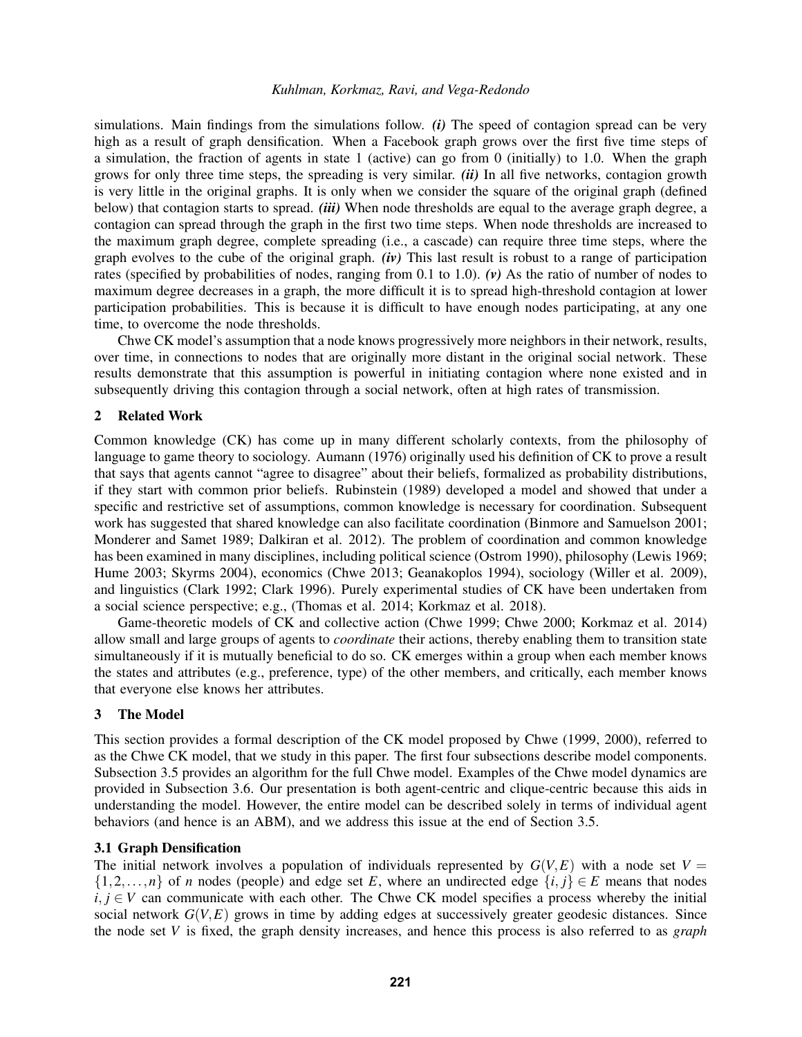simulations. Main findings from the simulations follow. ***(i)*** The speed of contagion spread can be very high as a result of graph densification. When a Facebook graph grows over the first five time steps of a simulation, the fraction of agents in state 1 (active) can go from 0 (initially) to 1.0. When the graph grows for only three time steps, the spreading is very similar. ***(ii)*** In all five networks, contagion growth is very little in the original graphs. It is only when we consider the square of the original graph (defined below) that contagion starts to spread. ***(iii)*** When node thresholds are equal to the average graph degree, a contagion can spread through the graph in the first two time steps. When node thresholds are increased to the maximum graph degree, complete spreading (i.e., a cascade) can require three time steps, where the graph evolves to the cube of the original graph. ***(iv)*** This last result is robust to a range of participation rates (specified by probabilities of nodes, ranging from 0.1 to 1.0). ***(v)*** As the ratio of number of nodes to maximum degree decreases in a graph, the more difficult it is to spread high-threshold contagion at lower participation probabilities. This is because it is difficult to have enough nodes participating, at any one time, to overcome the node thresholds.

Chwe CK model's assumption that a node knows progressively more neighbors in their network, results, over time, in connections to nodes that are originally more distant in the original social network. These results demonstrate that this assumption is powerful in initiating contagion where none existed and in subsequently driving this contagion through a social network, often at high rates of transmission.

## 2 Related Work

Common knowledge (CK) has come up in many different scholarly contexts, from the philosophy of language to game theory to sociology. Aumann (1976) originally used his definition of CK to prove a result that says that agents cannot "agree to disagree" about their beliefs, formalized as probability distributions, if they start with common prior beliefs. Rubinstein (1989) developed a model and showed that under a specific and restrictive set of assumptions, common knowledge is necessary for coordination. Subsequent work has suggested that shared knowledge can also facilitate coordination (Binmore and Samuelson 2001; Monderer and Samet 1989; Dalkiran et al. 2012). The problem of coordination and common knowledge has been examined in many disciplines, including political science (Ostrom 1990), philosophy (Lewis 1969; Hume 2003; Skyrms 2004), economics (Chwe 2013; Geanakoplos 1994), sociology (Willer et al. 2009), and linguistics (Clark 1992; Clark 1996). Purely experimental studies of CK have been undertaken from a social science perspective; e.g., (Thomas et al. 2014; Korkmaz et al. 2018).

Game-theoretic models of CK and collective action (Chwe 1999; Chwe 2000; Korkmaz et al. 2014) allow small and large groups of agents to *coordinate* their actions, thereby enabling them to transition state simultaneously if it is mutually beneficial to do so. CK emerges within a group when each member knows the states and attributes (e.g., preference, type) of the other members, and critically, each member knows that everyone else knows her attributes.

## 3 The Model

This section provides a formal description of the CK model proposed by Chwe (1999, 2000), referred to as the Chwe CK model, that we study in this paper. The first four subsections describe model components. Subsection 3.5 provides an algorithm for the full Chwe model. Examples of the Chwe model dynamics are provided in Subsection 3.6. Our presentation is both agent-centric and clique-centric because this aids in understanding the model. However, the entire model can be described solely in terms of individual agent behaviors (and hence is an ABM), and we address this issue at the end of Section 3.5.

### 3.1 Graph Densification

The initial network involves a population of individuals represented by $G(V,E)$ with a node set $V = \{1,2,\ldots,n\}$ of $n$ nodes (people) and edge set $E$, where an undirected edge $\{i,j\} \in E$ means that nodes $i,j \in V$ can communicate with each other. The Chwe CK model specifies a process whereby the initial social network $G(V,E)$ grows in time by adding edges at successively greater geodesic distances. Since the node set $V$ is fixed, the graph density increases, and hence this process is also referred to as *graph*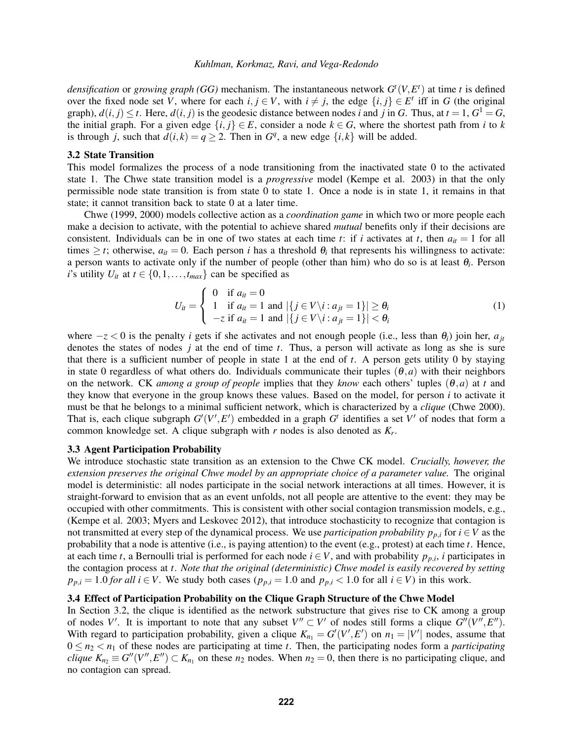*densification* or *growing graph (GG)* mechanism. The instantaneous network $G^t(V,E^t)$ at time $t$ is defined over the fixed node set $V$, where for each $i, j \in V$, with $i \neq j$, the edge $\{i, j\} \in E^t$ iff in $G$ (the original graph), $d(i, j) \leq t$. Here, $d(i, j)$ is the geodesic distance between nodes $i$ and $j$ in $G$. Thus, at $t = 1$, $G^1 = G$, the initial graph. For a given edge $\{i, j\} \in E$, consider a node $k \in G$, where the shortest path from $i$ to $k$ is through $j$, such that $d(i, k) = q \geq 2$. Then in $G^q$, a new edge $\{i, k\}$ will be added.

### 3.2 State Transition

This model formalizes the process of a node transitioning from the inactivated state 0 to the activated state 1. The Chwe state transition model is a *progressive* model (Kempe et al. 2003) in that the only permissible node state transition is from state 0 to state 1. Once a node is in state 1, it remains in that state; it cannot transition back to state 0 at a later time.

Chwe (1999, 2000) models collective action as a *coordination game* in which two or more people each make a decision to activate, with the potential to achieve shared *mutual* benefits only if their decisions are consistent. Individuals can be in one of two states at each time $t$: if $i$ activates at $t$, then $a_{it} = 1$ for all times $\geq t$; otherwise, $a_{it} = 0$. Each person $i$ has a threshold $\theta_i$ that represents his willingness to activate: a person wants to activate only if the number of people (other than him) who do so is at least $\theta_i$. Person $i$'s utility $U_{it}$ at $t \in \{0, 1, \ldots, t_{max}\}$ can be specified as

$$U_{it} = \begin{cases} 0 & \text{if } a_{it} = 0 \\ 1 & \text{if } a_{it} = 1 \text{ and } |\{j \in V \backslash i : a_{jt} = 1\}| \geq \theta_i \\ -z & \text{if } a_{it} = 1 \text{ and } |\{j \in V \backslash i : a_{jt} = 1\}| < \theta_i \end{cases} \tag{1}$$

where $-z < 0$ is the penalty $i$ gets if she activates and not enough people (i.e., less than $\theta_i$) join her, $a_{jt}$ denotes the states of nodes $j$ at the end of time $t$. Thus, a person will activate as long as she is sure that there is a sufficient number of people in state 1 at the end of $t$. A person gets utility 0 by staying in state 0 regardless of what others do. Individuals communicate their tuples $(\theta, a)$ with their neighbors on the network. CK *among a group of people* implies that they *know* each others' tuples $(\theta, a)$ at $t$ and they know that everyone in the group knows these values. Based on the model, for person $i$ to activate it must be that he belongs to a minimal sufficient network, which is characterized by a *clique* (Chwe 2000). That is, each clique subgraph $G'(V', E')$ embedded in a graph $G^t$ identifies a set $V'$ of nodes that form a common knowledge set. A clique subgraph with $r$ nodes is also denoted as $K_r$.

### 3.3 Agent Participation Probability

We introduce stochastic state transition as an extension to the Chwe CK model. *Crucially, however, the extension preserves the original Chwe model by an appropriate choice of a parameter value.* The original model is deterministic: all nodes participate in the social network interactions at all times. However, it is straight-forward to envision that as an event unfolds, not all people are attentive to the event: they may be occupied with other commitments. This is consistent with other social contagion transmission models, e.g., (Kempe et al. 2003; Myers and Leskovec 2012), that introduce stochasticity to recognize that contagion is not transmitted at every step of the dynamical process. We use *participation probability* $p_{p,i}$ for $i \in V$ as the probability that a node is attentive (i.e., is paying attention) to the event (e.g., protest) at each time $t$. Hence, at each time $t$, a Bernoulli trial is performed for each node $i \in V$, and with probability $p_{p,i}$, $i$ participates in the contagion process at $t$. *Note that the original (deterministic) Chwe model is easily recovered by setting* $p_{p,i} = 1.0$ *for all* $i \in V$. We study both cases ($p_{p,i} = 1.0$ and $p_{p,i} < 1.0$ for all $i \in V$) in this work.

### 3.4 Effect of Participation Probability on the Clique Graph Structure of the Chwe Model

In Section 3.2, the clique is identified as the network substructure that gives rise to CK among a group of nodes $V'$. It is important to note that any subset $V'' \subset V'$ of nodes still forms a clique $G''(V'', E'')$. With regard to participation probability, given a clique $K_{n_1} = G'(V', E')$ on $n_1 = |V'|$ nodes, assume that $0 \leq n_2 < n_1$ of these nodes are participating at time $t$. Then, the participating nodes form a *participating clique* $K_{n_2} \equiv G''(V'', E'') \subset K_{n_1}$ on these $n_2$ nodes. When $n_2 = 0$, then there is no participating clique, and no contagion can spread.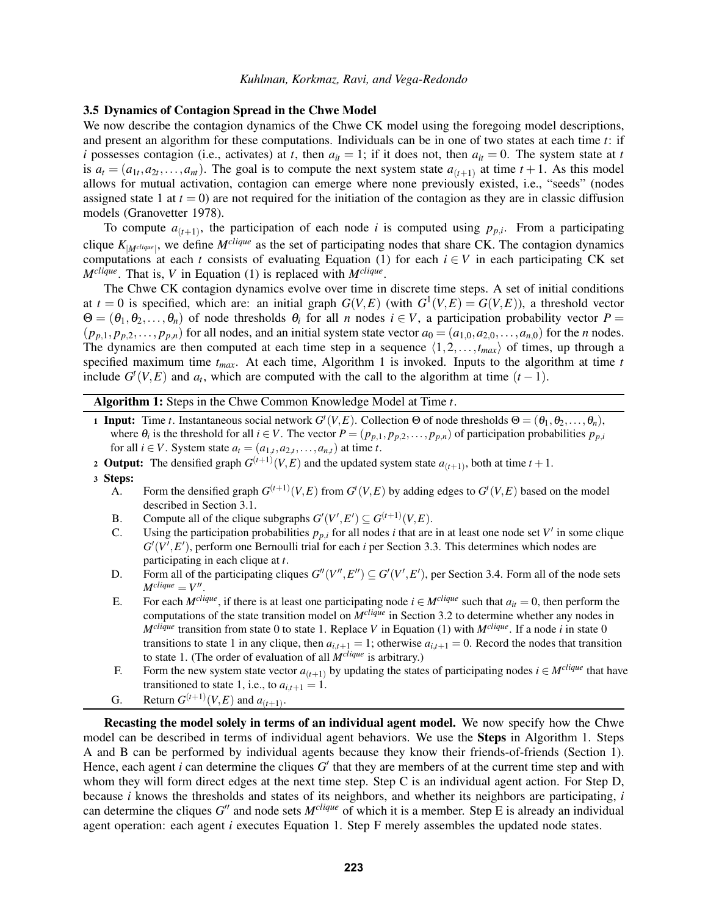### 3.5 Dynamics of Contagion Spread in the Chwe Model

We now describe the contagion dynamics of the Chwe CK model using the foregoing model descriptions, and present an algorithm for these computations. Individuals can be in one of two states at each time $t$: if $i$ possesses contagion (i.e., activates) at $t$, then $a_{it} = 1$; if it does not, then $a_{it} = 0$. The system state at $t$ is $a_t = (a_{1t}, a_{2t}, \ldots, a_{nt})$. The goal is to compute the next system state $a_{(t+1)}$ at time $t+1$. As this model allows for mutual activation, contagion can emerge where none previously existed, i.e., "seeds" (nodes assigned state 1 at $t = 0$) are not required for the initiation of the contagion as they are in classic diffusion models (Granovetter 1978).

To compute $a_{(t+1)}$, the participation of each node $i$ is computed using $p_{p,i}$. From a participating clique $K_{|M^{clique}|}$, we define $M^{clique}$ as the set of participating nodes that share CK. The contagion dynamics computations at each $t$ consists of evaluating Equation (1) for each $i \in V$ in each participating CK set $M^{clique}$. That is, $V$ in Equation (1) is replaced with $M^{clique}$.

The Chwe CK contagion dynamics evolve over time in discrete time steps. A set of initial conditions at $t = 0$ is specified, which are: an initial graph $G(V,E)$ (with $G^1(V,E) = G(V,E)$), a threshold vector $\Theta = (\theta_1, \theta_2, \ldots, \theta_n)$ of node thresholds $\theta_i$ for all $n$ nodes $i \in V$, a participation probability vector $P = (p_{p,1}, p_{p,2}, \ldots, p_{p,n})$ for all nodes, and an initial system state vector $a_0 = (a_{1,0}, a_{2,0}, \ldots, a_{n,0})$ for the $n$ nodes. The dynamics are then computed at each time step in a sequence $\langle 1, 2, \ldots, t_{max} \rangle$ of times, up through a specified maximum time $t_{max}$. At each time, Algorithm 1 is invoked. Inputs to the algorithm at time $t$ include $G^t(V,E)$ and $a_t$, which are computed with the call to the algorithm at time $(t-1)$.

---

**Algorithm 1:** Steps in the Chwe Common Knowledge Model at Time $t$.

1 **Input:** Time $t$. Instantaneous social network $G^t(V,E)$. Collection $\Theta$ of node thresholds $\Theta = (\theta_1, \theta_2, \ldots, \theta_n)$, where $\theta_i$ is the threshold for all $i \in V$. The vector $P = (p_{p,1}, p_{p,2}, \ldots, p_{p,n})$ of participation probabilities $p_{p,i}$ for all $i \in V$. System state $a_t = (a_{1,t}, a_{2,t}, \ldots, a_{n,t})$ at time $t$.

2 **Output:** The densified graph $G^{(t+1)}(V,E)$ and the updated system state $a_{(t+1)}$, both at time $t+1$.

3 **Steps:**

A. Form the densified graph $G^{(t+1)}(V,E)$ from $G^t(V,E)$ by adding edges to $G^t(V,E)$ based on the model described in Section 3.1.

B. Compute all of the clique subgraphs $G'(V',E') \subseteq G^{(t+1)}(V,E)$.

C. Using the participation probabilities $p_{p,i}$ for all nodes $i$ that are in at least one node set $V'$ in some clique $G'(V',E')$, perform one Bernoulli trial for each $i$ per Section 3.3. This determines which nodes are participating in each clique at $t$.

D. Form all of the participating cliques $G''(V'',E'') \subseteq G'(V',E')$, per Section 3.4. Form all of the node sets $M^{clique} = V''$.

E. For each $M^{clique}$, if there is at least one participating node $i \in M^{clique}$ such that $a_{it} = 0$, then perform the computations of the state transition model on $M^{clique}$ in Section 3.2 to determine whether any nodes in $M^{clique}$ transition from state 0 to state 1. Replace $V$ in Equation (1) with $M^{clique}$. If a node $i$ in state 0 transitions to state 1 in any clique, then $a_{i,t+1} = 1$; otherwise $a_{i,t+1} = 0$. Record the nodes that transition to state 1. (The order of evaluation of all $M^{clique}$ is arbitrary.)

F. Form the new system state vector $a_{(t+1)}$ by updating the states of participating nodes $i \in M^{clique}$ that have transitioned to state 1, i.e., to $a_{i,t+1} = 1$.

G. Return $G^{(t+1)}(V,E)$ and $a_{(t+1)}$.

---

**Recasting the model solely in terms of an individual agent model.** We now specify how the Chwe model can be described in terms of individual agent behaviors. We use the **Steps** in Algorithm 1. Steps A and B can be performed by individual agents because they know their friends-of-friends (Section 1). Hence, each agent $i$ can determine the cliques $G'$ that they are members of at the current time step and with whom they will form direct edges at the next time step. Step C is an individual agent action. For Step D, because $i$ knows the thresholds and states of its neighbors, and whether its neighbors are participating, $i$ can determine the cliques $G''$ and node sets $M^{clique}$ of which it is a member. Step E is already an individual agent operation: each agent $i$ executes Equation 1. Step F merely assembles the updated node states.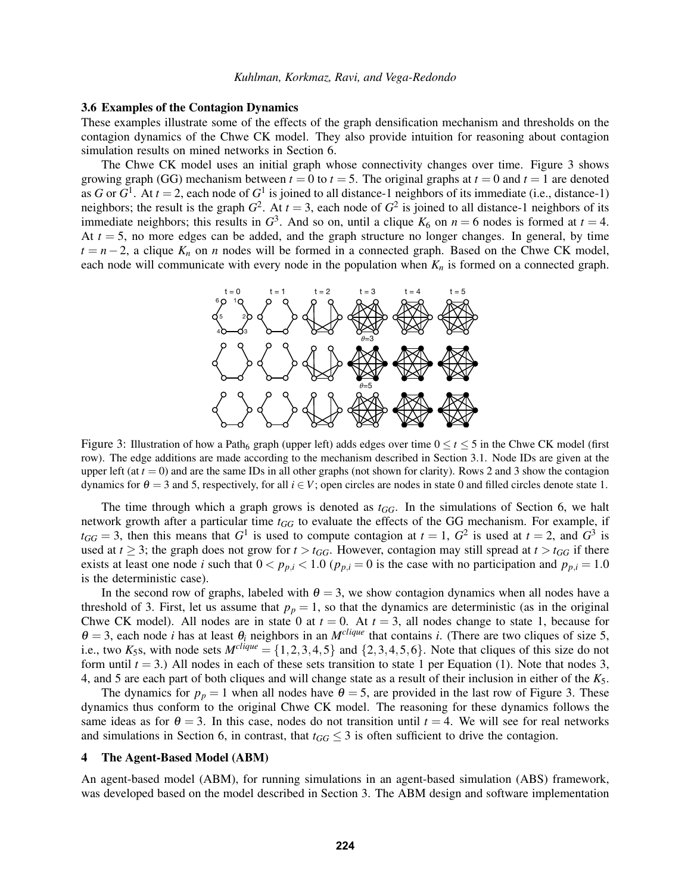### 3.6 Examples of the Contagion Dynamics

These examples illustrate some of the effects of the graph densification mechanism and thresholds on the contagion dynamics of the Chwe CK model. They also provide intuition for reasoning about contagion simulation results on mined networks in Section 6.

The Chwe CK model uses an initial graph whose connectivity changes over time. Figure 3 shows growing graph (GG) mechanism between $t = 0$ to $t = 5$. The original graphs at $t = 0$ and $t = 1$ are denoted as $G$ or $G^1$. At $t = 2$, each node of $G^1$ is joined to all distance-1 neighbors of its immediate (i.e., distance-1) neighbors; the result is the graph $G^2$. At $t = 3$, each node of $G^2$ is joined to all distance-1 neighbors of its immediate neighbors; this results in $G^3$. And so on, until a clique $K_6$ on $n = 6$ nodes is formed at $t = 4$. At $t = 5$, no more edges can be added, and the graph structure no longer changes. In general, by time $t = n - 2$, a clique $K_n$ on $n$ nodes will be formed in a connected graph. Based on the Chwe CK model, each node will communicate with every node in the population when $K_n$ is formed on a connected graph.

Figure 3: Illustration of how a Path$_6$ graph (upper left) adds edges over time $0 \leq t \leq 5$ in the Chwe CK model (first row). The edge additions are made according to the mechanism described in Section 3.1. Node IDs are given at the upper left (at $t = 0$) and are the same IDs in all other graphs (not shown for clarity). Rows 2 and 3 show the contagion dynamics for $\theta = 3$ and 5, respectively, for all $i \in V$; open circles are nodes in state 0 and filled circles denote state 1.

The time through which a graph grows is denoted as $t_{GG}$. In the simulations of Section 6, we halt network growth after a particular time $t_{GG}$ to evaluate the effects of the GG mechanism. For example, if $t_{GG} = 3$, then this means that $G^1$ is used to compute contagion at $t = 1$, $G^2$ is used at $t = 2$, and $G^3$ is used at $t \geq 3$; the graph does not grow for $t > t_{GG}$. However, contagion may still spread at $t > t_{GG}$ if there exists at least one node $i$ such that $0 < p_{p,i} < 1.0$ ($p_{p,i} = 0$ is the case with no participation and $p_{p,i} = 1.0$ is the deterministic case).

In the second row of graphs, labeled with $\theta = 3$, we show contagion dynamics when all nodes have a threshold of 3. First, let us assume that $p_p = 1$, so that the dynamics are deterministic (as in the original Chwe CK model). All nodes are in state 0 at $t = 0$. At $t = 3$, all nodes change to state 1, because for $\theta = 3$, each node $i$ has at least $\theta_i$ neighbors in an $M^{clique}$ that contains $i$. (There are two cliques of size 5, i.e., two $K_5$s, with node sets $M^{clique} = \{1,2,3,4,5\}$ and $\{2,3,4,5,6\}$. Note that cliques of this size do not form until $t = 3$.) All nodes in each of these sets transition to state 1 per Equation (1). Note that nodes 3, 4, and 5 are each part of both cliques and will change state as a result of their inclusion in either of the $K_5$.

The dynamics for $p_p = 1$ when all nodes have $\theta = 5$, are provided in the last row of Figure 3. These dynamics thus conform to the original Chwe CK model. The reasoning for these dynamics follows the same ideas as for $\theta = 3$. In this case, nodes do not transition until $t = 4$. We will see for real networks and simulations in Section 6, in contrast, that $t_{GG} \leq 3$ is often sufficient to drive the contagion.

## 4 The Agent-Based Model (ABM)

An agent-based model (ABM), for running simulations in an agent-based simulation (ABS) framework, was developed based on the model described in Section 3. The ABM design and software implementation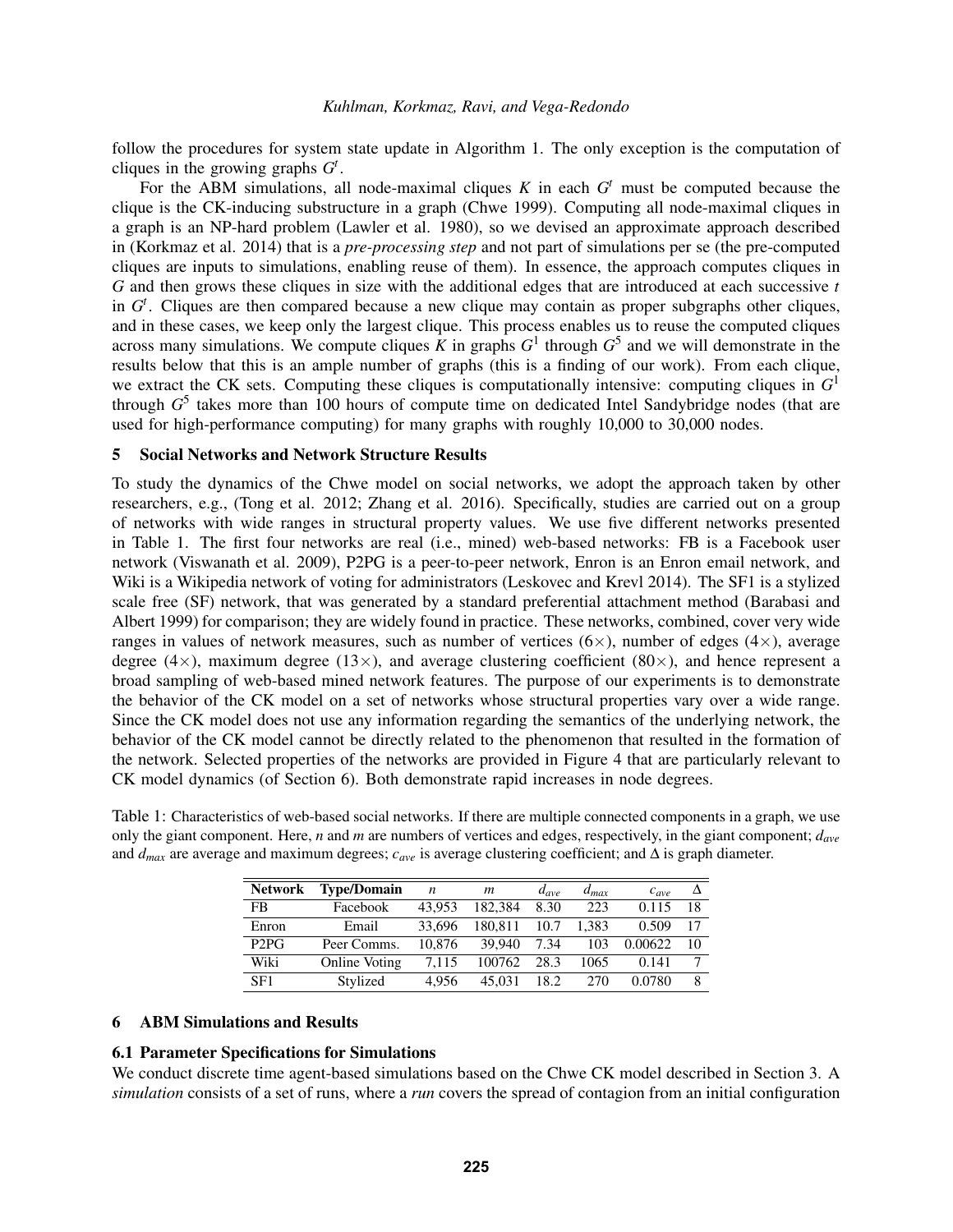follow the procedures for system state update in Algorithm 1. The only exception is the computation of cliques in the growing graphs $G^t$.

For the ABM simulations, all node-maximal cliques $K$ in each $G^t$ must be computed because the clique is the CK-inducing substructure in a graph (Chwe 1999). Computing all node-maximal cliques in a graph is an NP-hard problem (Lawler et al. 1980), so we devised an approximate approach described in (Korkmaz et al. 2014) that is a *pre-processing step* and not part of simulations per se (the pre-computed cliques are inputs to simulations, enabling reuse of them). In essence, the approach computes cliques in $G$ and then grows these cliques in size with the additional edges that are introduced at each successive $t$ in $G^t$. Cliques are then compared because a new clique may contain as proper subgraphs other cliques, and in these cases, we keep only the largest clique. This process enables us to reuse the computed cliques across many simulations. We compute cliques $K$ in graphs $G^1$ through $G^5$ and we will demonstrate in the results below that this is an ample number of graphs (this is a finding of our work). From each clique, we extract the CK sets. Computing these cliques is computationally intensive: computing cliques in $G^1$ through $G^5$ takes more than 100 hours of compute time on dedicated Intel Sandybridge nodes (that are used for high-performance computing) for many graphs with roughly 10,000 to 30,000 nodes.

## 5 Social Networks and Network Structure Results

To study the dynamics of the Chwe model on social networks, we adopt the approach taken by other researchers, e.g., (Tong et al. 2012; Zhang et al. 2016). Specifically, studies are carried out on a group of networks with wide ranges in structural property values. We use five different networks presented in Table 1. The first four networks are real (i.e., mined) web-based networks: FB is a Facebook user network (Viswanath et al. 2009), P2PG is a peer-to-peer network, Enron is an Enron email network, and Wiki is a Wikipedia network of voting for administrators (Leskovec and Krevl 2014). The SF1 is a stylized scale free (SF) network, that was generated by a standard preferential attachment method (Barabasi and Albert 1999) for comparison; they are widely found in practice. These networks, combined, cover very wide ranges in values of network measures, such as number of vertices (6×), number of edges (4×), average degree (4×), maximum degree (13×), and average clustering coefficient (80×), and hence represent a broad sampling of web-based mined network features. The purpose of our experiments is to demonstrate the behavior of the CK model on a set of networks whose structural properties vary over a wide range. Since the CK model does not use any information regarding the semantics of the underlying network, the behavior of the CK model cannot be directly related to the phenomenon that resulted in the formation of the network. Selected properties of the networks are provided in Figure 4 that are particularly relevant to CK model dynamics (of Section 6). Both demonstrate rapid increases in node degrees.

Table 1: Characteristics of web-based social networks. If there are multiple connected components in a graph, we use only the giant component. Here, $n$ and $m$ are numbers of vertices and edges, respectively, in the giant component; $d_{ave}$ and $d_{max}$ are average and maximum degrees; $c_{ave}$ is average clustering coefficient; and $\Delta$ is graph diameter.

| Network | Type/Domain | $n$ | $m$ | $d_{ave}$ | $d_{max}$ | $c_{ave}$ | $\Delta$ |
|---|---|---|---|---|---|---|---|
| FB | Facebook | 43,953 | 182,384 | 8.30 | 223 | 0.115 | 18 |
| Enron | Email | 33,696 | 180,811 | 10.7 | 1,383 | 0.509 | 17 |
| P2PG | Peer Comms. | 10,876 | 39,940 | 7.34 | 103 | 0.00622 | 10 |
| Wiki | Online Voting | 7,115 | 100762 | 28.3 | 1065 | 0.141 | 7 |
| SF1 | Stylized | 4,956 | 45,031 | 18.2 | 270 | 0.0780 | 8 |

## 6 ABM Simulations and Results

### 6.1 Parameter Specifications for Simulations

We conduct discrete time agent-based simulations based on the Chwe CK model described in Section 3. A *simulation* consists of a set of runs, where a *run* covers the spread of contagion from an initial configuration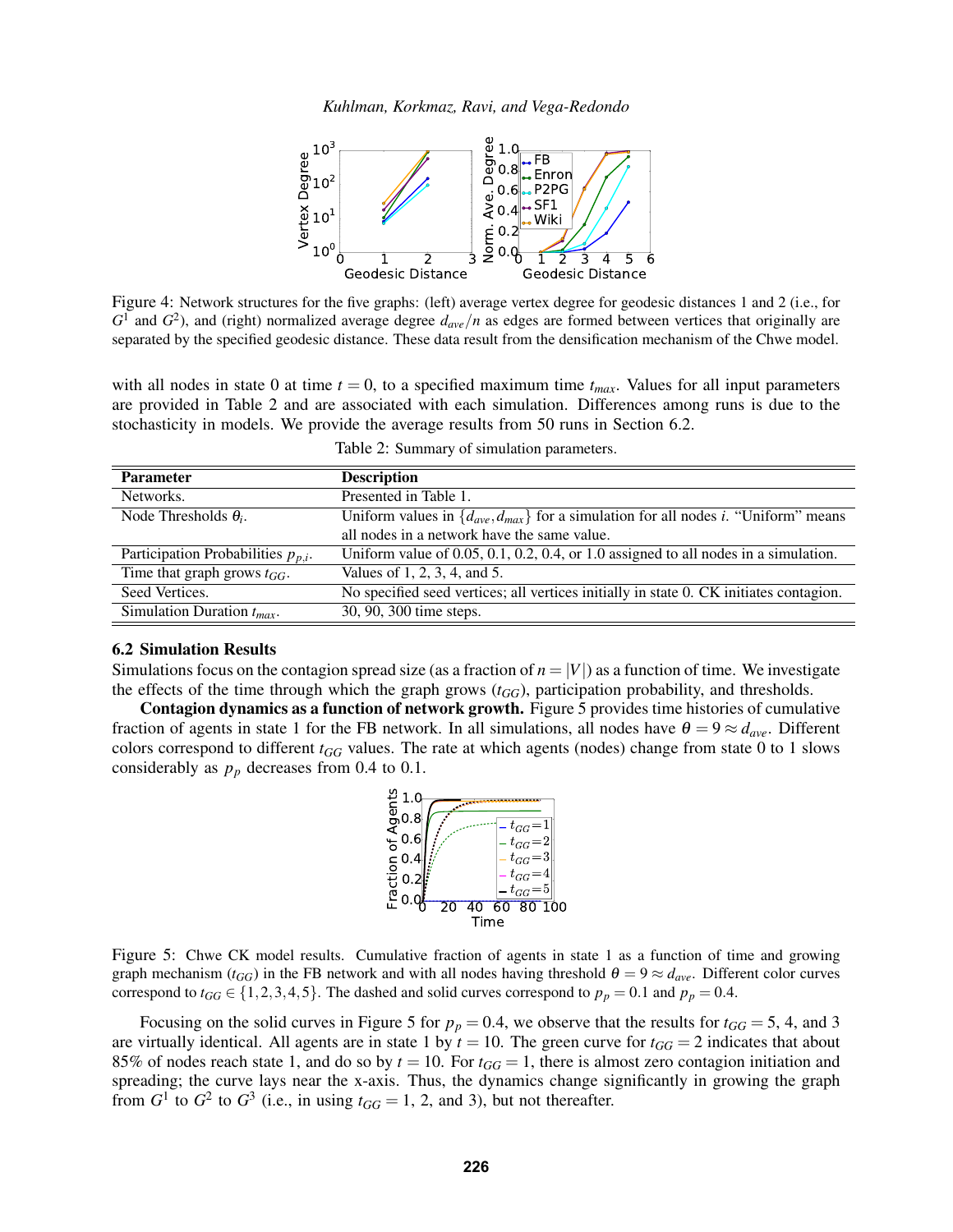Figure 4: Network structures for the five graphs: (left) average vertex degree for geodesic distances 1 and 2 (i.e., for $G^1$ and $G^2$), and (right) normalized average degree $d_{ave}/n$ as edges are formed between vertices that originally are separated by the specified geodesic distance. These data result from the densification mechanism of the Chwe model.

with all nodes in state 0 at time $t = 0$, to a specified maximum time $t_{max}$. Values for all input parameters are provided in Table 2 and are associated with each simulation. Differences among runs is due to the stochasticity in models. We provide the average results from 50 runs in Section 6.2.

Table 2: Summary of simulation parameters.

| Parameter | Description |
|---|---|
| Networks. | Presented in Table 1. |
| Node Thresholds $\theta_i$. | Uniform values in $\{d_{ave}, d_{max}\}$ for a simulation for all nodes $i$. "Uniform" means all nodes in a network have the same value. |
| Participation Probabilities $p_{p,i}$. | Uniform value of 0.05, 0.1, 0.2, 0.4, or 1.0 assigned to all nodes in a simulation. |
| Time that graph grows $t_{GG}$. | Values of 1, 2, 3, 4, and 5. |
| Seed Vertices. | No specified seed vertices; all vertices initially in state 0. CK initiates contagion. |
| Simulation Duration $t_{max}$. | 30, 90, 300 time steps. |

### 6.2 Simulation Results

Simulations focus on the contagion spread size (as a fraction of $n = |V|$) as a function of time. We investigate the effects of the time through which the graph grows ($t_{GG}$), participation probability, and thresholds.

**Contagion dynamics as a function of network growth.** Figure 5 provides time histories of cumulative fraction of agents in state 1 for the FB network. In all simulations, all nodes have $\theta = 9 \approx d_{ave}$. Different colors correspond to different $t_{GG}$ values. The rate at which agents (nodes) change from state 0 to 1 slows considerably as $p_p$ decreases from 0.4 to 0.1.

Figure 5: Chwe CK model results. Cumulative fraction of agents in state 1 as a function of time and growing graph mechanism ($t_{GG}$) in the FB network and with all nodes having threshold $\theta = 9 \approx d_{ave}$. Different color curves correspond to $t_{GG} \in \{1,2,3,4,5\}$. The dashed and solid curves correspond to $p_p = 0.1$ and $p_p = 0.4$.

Focusing on the solid curves in Figure 5 for $p_p = 0.4$, we observe that the results for $t_{GG} = 5$, 4, and 3 are virtually identical. All agents are in state 1 by $t = 10$. The green curve for $t_{GG} = 2$ indicates that about 85% of nodes reach state 1, and do so by $t = 10$. For $t_{GG} = 1$, there is almost zero contagion initiation and spreading; the curve lays near the x-axis. Thus, the dynamics change significantly in growing the graph from $G^1$ to $G^2$ to $G^3$ (i.e., in using $t_{GG} = 1$, 2, and 3), but not thereafter.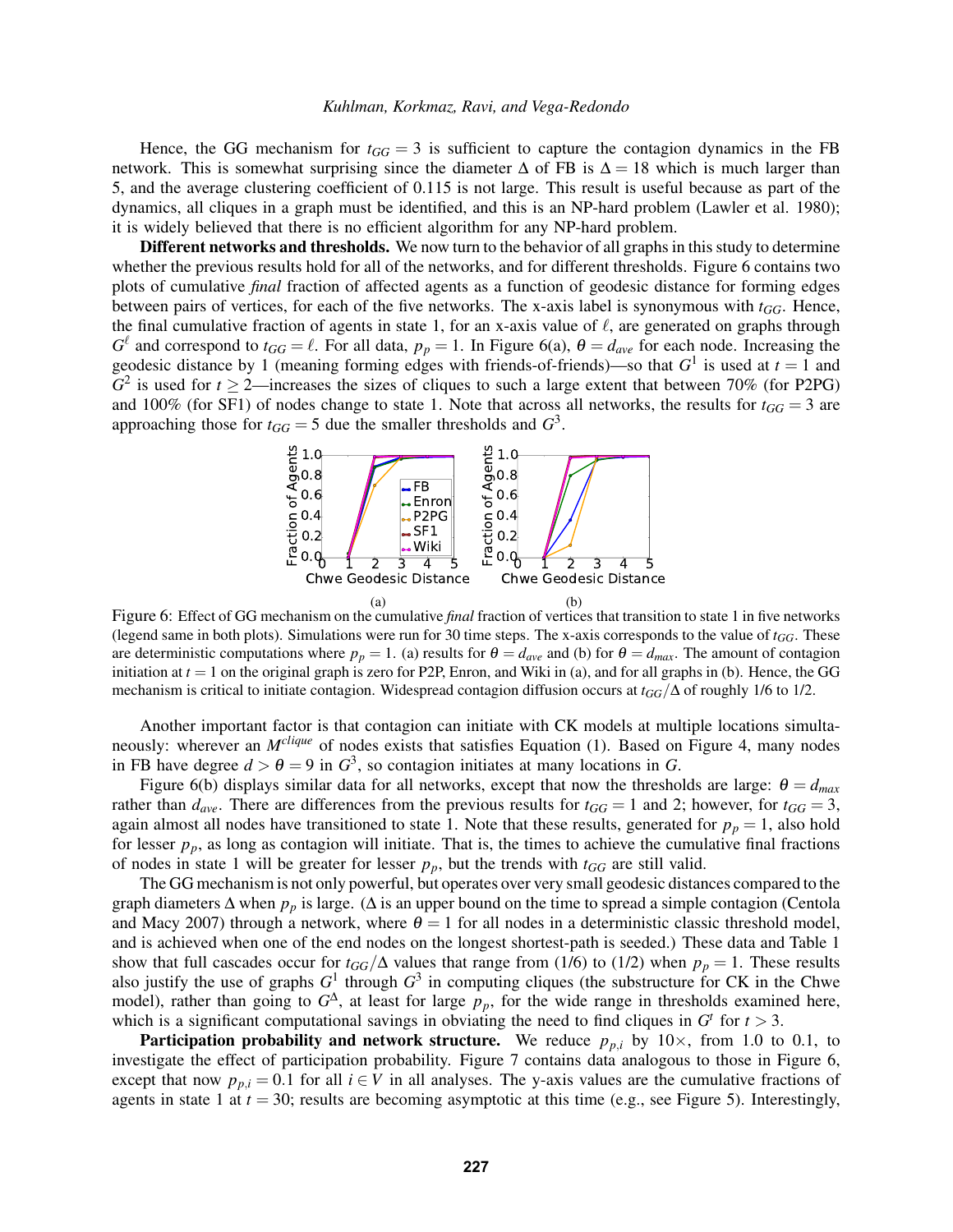Hence, the GG mechanism for $t_{GG} = 3$ is sufficient to capture the contagion dynamics in the FB network. This is somewhat surprising since the diameter $\Delta$ of FB is $\Delta = 18$ which is much larger than 5, and the average clustering coefficient of 0.115 is not large. This result is useful because as part of the dynamics, all cliques in a graph must be identified, and this is an NP-hard problem (Lawler et al. 1980); it is widely believed that there is no efficient algorithm for any NP-hard problem.

**Different networks and thresholds.** We now turn to the behavior of all graphs in this study to determine whether the previous results hold for all of the networks, and for different thresholds. Figure 6 contains two plots of cumulative *final* fraction of affected agents as a function of geodesic distance for forming edges between pairs of vertices, for each of the five networks. The x-axis label is synonymous with $t_{GG}$. Hence, the final cumulative fraction of agents in state 1, for an x-axis value of $\ell$, are generated on graphs through $G^{\ell}$ and correspond to $t_{GG} = \ell$. For all data, $p_p = 1$. In Figure 6(a), $\theta = d_{ave}$ for each node. Increasing the geodesic distance by 1 (meaning forming edges with friends-of-friends)—so that $G^1$ is used at $t = 1$ and $G^2$ is used for $t \geq 2$—increases the sizes of cliques to such a large extent that between 70% (for P2PG) and 100% (for SF1) of nodes change to state 1. Note that across all networks, the results for $t_{GG} = 3$ are approaching those for $t_{GG} = 5$ due the smaller thresholds and $G^3$.

(a) (b)

Figure 6: Effect of GG mechanism on the cumulative *final* fraction of vertices that transition to state 1 in five networks (legend same in both plots). Simulations were run for 30 time steps. The x-axis corresponds to the value of $t_{GG}$. These are deterministic computations where $p_p = 1$. (a) results for $\theta = d_{ave}$ and (b) for $\theta = d_{max}$. The amount of contagion initiation at $t = 1$ on the original graph is zero for P2P, Enron, and Wiki in (a), and for all graphs in (b). Hence, the GG mechanism is critical to initiate contagion. Widespread contagion diffusion occurs at $t_{GG}/\Delta$ of roughly 1/6 to 1/2.

Another important factor is that contagion can initiate with CK models at multiple locations simultaneously: wherever an $M^{clique}$ of nodes exists that satisfies Equation (1). Based on Figure 4, many nodes in FB have degree $d > \theta = 9$ in $G^3$, so contagion initiates at many locations in $G$.

Figure 6(b) displays similar data for all networks, except that now the thresholds are large: $\theta = d_{max}$ rather than $d_{ave}$. There are differences from the previous results for $t_{GG} = 1$ and 2; however, for $t_{GG} = 3$, again almost all nodes have transitioned to state 1. Note that these results, generated for $p_p = 1$, also hold for lesser $p_p$, as long as contagion will initiate. That is, the times to achieve the cumulative final fractions of nodes in state 1 will be greater for lesser $p_p$, but the trends with $t_{GG}$ are still valid.

The GG mechanism is not only powerful, but operates over very small geodesic distances compared to the graph diameters $\Delta$ when $p_p$ is large. ($\Delta$ is an upper bound on the time to spread a simple contagion (Centola and Macy 2007) through a network, where $\theta = 1$ for all nodes in a deterministic classic threshold model, and is achieved when one of the end nodes on the longest shortest-path is seeded.) These data and Table 1 show that full cascades occur for $t_{GG}/\Delta$ values that range from (1/6) to (1/2) when $p_p = 1$. These results also justify the use of graphs $G^1$ through $G^3$ in computing cliques (the substructure for CK in the Chwe model), rather than going to $G^{\Delta}$, at least for large $p_p$, for the wide range in thresholds examined here, which is a significant computational savings in obviating the need to find cliques in $G^t$ for $t > 3$.

**Participation probability and network structure.** We reduce $p_{p,i}$ by 10×, from 1.0 to 0.1, to investigate the effect of participation probability. Figure 7 contains data analogous to those in Figure 6, except that now $p_{p,i} = 0.1$ for all $i \in V$ in all analyses. The y-axis values are the cumulative fractions of agents in state 1 at $t = 30$; results are becoming asymptotic at this time (e.g., see Figure 5). Interestingly,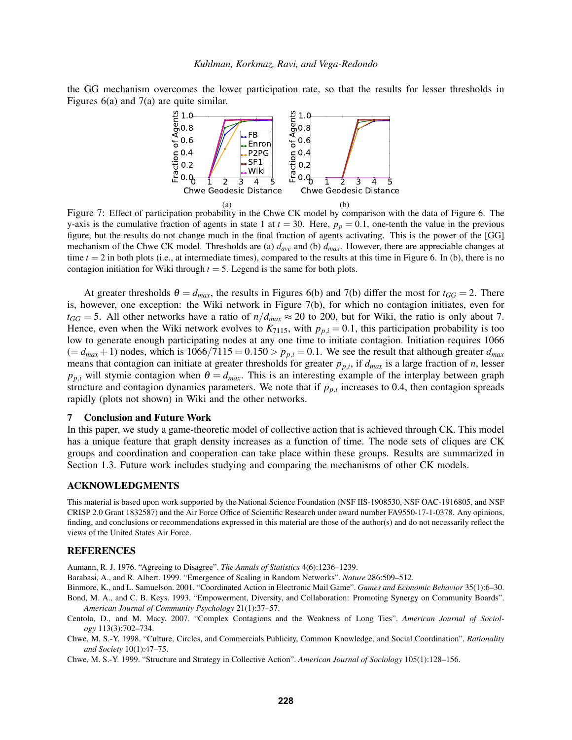the GG mechanism overcomes the lower participation rate, so that the results for lesser thresholds in Figures 6(a) and 7(a) are quite similar.

Figure 7: Effect of participation probability in the Chwe CK model by comparison with the data of Figure 6. The y-axis is the cumulative fraction of agents in state 1 at $t = 30$. Here, $p_p = 0.1$, one-tenth the value in the previous figure, but the results do not change much in the final fraction of agents activating. This is the power of the [GG] mechanism of the Chwe CK model. Thresholds are (a) $d_{ave}$ and (b) $d_{max}$. However, there are appreciable changes at time $t = 2$ in both plots (i.e., at intermediate times), compared to the results at this time in Figure 6. In (b), there is no contagion initiation for Wiki through $t = 5$. Legend is the same for both plots.

At greater thresholds $\theta = d_{max}$, the results in Figures 6(b) and 7(b) differ the most for $t_{GG} = 2$. There is, however, one exception: the Wiki network in Figure 7(b), for which no contagion initiates, even for $t_{GG} = 5$. All other networks have a ratio of $n/d_{max} \approx 20$ to 200, but for Wiki, the ratio is only about 7. Hence, even when the Wiki network evolves to $K_{7115}$, with $p_{p,i} = 0.1$, this participation probability is too low to generate enough participating nodes at any one time to initiate contagion. Initiation requires 1066 ($= d_{max} + 1$) nodes, which is $1066/7115 = 0.150 > p_{p,i} = 0.1$. We see the result that although greater $d_{max}$ means that contagion can initiate at greater thresholds for greater $p_{p,i}$, if $d_{max}$ is a large fraction of $n$, lesser $p_{p,i}$ will stymie contagion when $\theta = d_{max}$. This is an interesting example of the interplay between graph structure and contagion dynamics parameters. We note that if $p_{p,i}$ increases to 0.4, then contagion spreads rapidly (plots not shown) in Wiki and the other networks.

## 7 Conclusion and Future Work

In this paper, we study a game-theoretic model of collective action that is achieved through CK. This model has a unique feature that graph density increases as a function of time. The node sets of cliques are CK groups and coordination and cooperation can take place within these groups. Results are summarized in Section 1.3. Future work includes studying and comparing the mechanisms of other CK models.

## ACKNOWLEDGMENTS

This material is based upon work supported by the National Science Foundation (NSF IIS-1908530, NSF OAC-1916805, and NSF CRISP 2.0 Grant 1832587) and the Air Force Office of Scientific Research under award number FA9550-17-1-0378. Any opinions, finding, and conclusions or recommendations expressed in this material are those of the author(s) and do not necessarily reflect the views of the United States Air Force.

## REFERENCES

Aumann, R. J. 1976. "Agreeing to Disagree". *The Annals of Statistics* 4(6):1236–1239.

Barabasi, A., and R. Albert. 1999. "Emergence of Scaling in Random Networks". *Nature* 286:509–512.

Binmore, K., and L. Samuelson. 2001. "Coordinated Action in Electronic Mail Game". *Games and Economic Behavior* 35(1):6–30.

Bond, M. A., and C. B. Keys. 1993. "Empowerment, Diversity, and Collaboration: Promoting Synergy on Community Boards". *American Journal of Community Psychology* 21(1):37–57.

Centola, D., and M. Macy. 2007. "Complex Contagions and the Weakness of Long Ties". *American Journal of Sociology* 113(3):702–734.

Chwe, M. S.-Y. 1998. "Culture, Circles, and Commercials Publicity, Common Knowledge, and Social Coordination". *Rationality and Society* 10(1):47–75.

Chwe, M. S.-Y. 1999. "Structure and Strategy in Collective Action". *American Journal of Sociology* 105(1):128–156.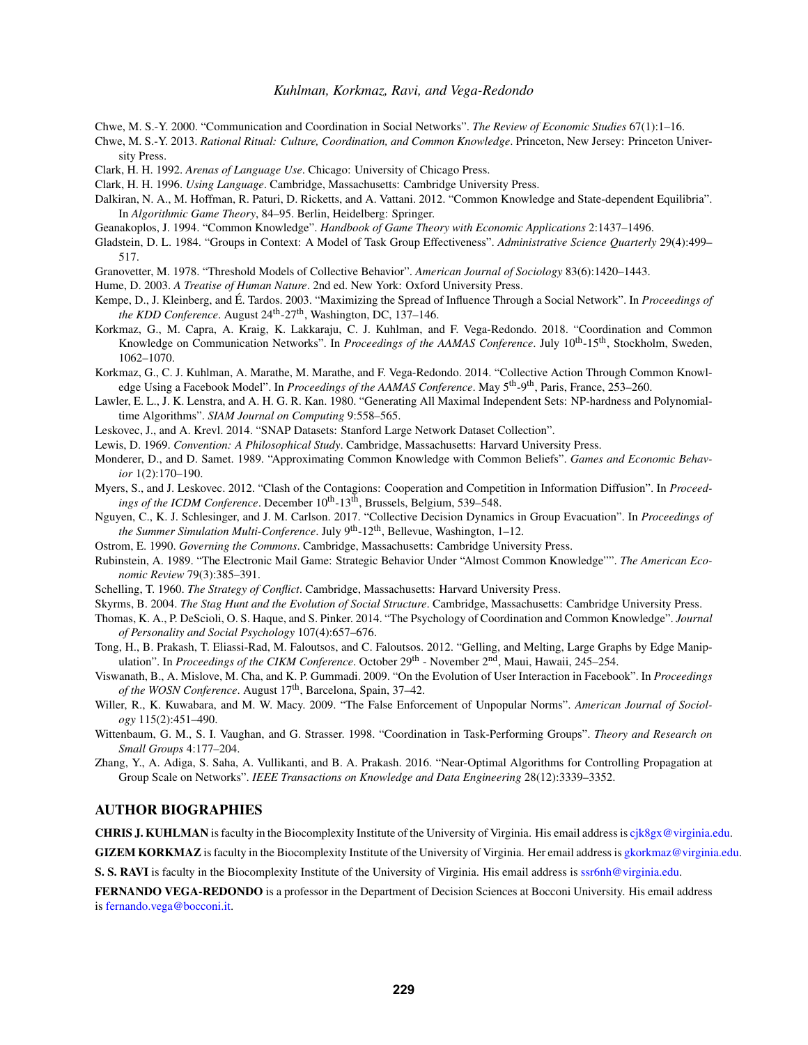Chwe, M. S.-Y. 2000. "Communication and Coordination in Social Networks". *The Review of Economic Studies* 67(1):1–16.

Chwe, M. S.-Y. 2013. *Rational Ritual: Culture, Coordination, and Common Knowledge*. Princeton, New Jersey: Princeton University Press.

Clark, H. H. 1992. *Arenas of Language Use*. Chicago: University of Chicago Press.

Clark, H. H. 1996. *Using Language*. Cambridge, Massachusetts: Cambridge University Press.

Dalkiran, N. A., M. Hoffman, R. Paturi, D. Ricketts, and A. Vattani. 2012. "Common Knowledge and State-dependent Equilibria". In *Algorithmic Game Theory*, 84–95. Berlin, Heidelberg: Springer.

Geanakoplos, J. 1994. "Common Knowledge". *Handbook of Game Theory with Economic Applications* 2:1437–1496.

Gladstein, D. L. 1984. "Groups in Context: A Model of Task Group Effectiveness". *Administrative Science Quarterly* 29(4):499–517.

Granovetter, M. 1978. "Threshold Models of Collective Behavior". *American Journal of Sociology* 83(6):1420–1443.

Hume, D. 2003. *A Treatise of Human Nature*. 2nd ed. New York: Oxford University Press.

Kempe, D., J. Kleinberg, and É. Tardos. 2003. "Maximizing the Spread of Influence Through a Social Network". In *Proceedings of the KDD Conference*. August 24th-27th, Washington, DC, 137–146.

Korkmaz, G., M. Capra, A. Kraig, K. Lakkaraju, C. J. Kuhlman, and F. Vega-Redondo. 2018. "Coordination and Common Knowledge on Communication Networks". In *Proceedings of the AAMAS Conference*. July 10th-15th, Stockholm, Sweden, 1062–1070.

Korkmaz, G., C. J. Kuhlman, A. Marathe, M. Marathe, and F. Vega-Redondo. 2014. "Collective Action Through Common Knowledge Using a Facebook Model". In *Proceedings of the AAMAS Conference*. May 5th-9th, Paris, France, 253–260.

Lawler, E. L., J. K. Lenstra, and A. H. G. R. Kan. 1980. "Generating All Maximal Independent Sets: NP-hardness and Polynomial-time Algorithms". *SIAM Journal on Computing* 9:558–565.

Leskovec, J., and A. Krevl. 2014. "SNAP Datasets: Stanford Large Network Dataset Collection".

Lewis, D. 1969. *Convention: A Philosophical Study*. Cambridge, Massachusetts: Harvard University Press.

Monderer, D., and D. Samet. 1989. "Approximating Common Knowledge with Common Beliefs". *Games and Economic Behavior* 1(2):170–190.

Myers, S., and J. Leskovec. 2012. "Clash of the Contagions: Cooperation and Competition in Information Diffusion". In *Proceedings of the ICDM Conference*. December 10th-13th, Brussels, Belgium, 539–548.

Nguyen, C., K. J. Schlesinger, and J. M. Carlson. 2017. "Collective Decision Dynamics in Group Evacuation". In *Proceedings of the Summer Simulation Multi-Conference*. July 9th-12th, Bellevue, Washington, 1–12.

Ostrom, E. 1990. *Governing the Commons*. Cambridge, Massachusetts: Cambridge University Press.

Rubinstein, A. 1989. "The Electronic Mail Game: Strategic Behavior Under "Almost Common Knowledge"". *The American Economic Review* 79(3):385–391.

Schelling, T. 1960. *The Strategy of Conflict*. Cambridge, Massachusetts: Harvard University Press.

Skyrms, B. 2004. *The Stag Hunt and the Evolution of Social Structure*. Cambridge, Massachusetts: Cambridge University Press.

Thomas, K. A., P. DeScioli, O. S. Haque, and S. Pinker. 2014. "The Psychology of Coordination and Common Knowledge". *Journal of Personality and Social Psychology* 107(4):657–676.

Tong, H., B. Prakash, T. Eliassi-Rad, M. Faloutsos, and C. Faloutsos. 2012. "Gelling, and Melting, Large Graphs by Edge Manipulation". In *Proceedings of the CIKM Conference*. October 29th - November 2nd, Maui, Hawaii, 245–254.

Viswanath, B., A. Mislove, M. Cha, and K. P. Gummadi. 2009. "On the Evolution of User Interaction in Facebook". In *Proceedings of the WOSN Conference*. August 17th, Barcelona, Spain, 37–42.

Willer, R., K. Kuwabara, and M. W. Macy. 2009. "The False Enforcement of Unpopular Norms". *American Journal of Sociology* 115(2):451–490.

Wittenbaum, G. M., S. I. Vaughan, and G. Strasser. 1998. "Coordination in Task-Performing Groups". *Theory and Research on Small Groups* 4:177–204.

Zhang, Y., A. Adiga, S. Saha, A. Vullikanti, and B. A. Prakash. 2016. "Near-Optimal Algorithms for Controlling Propagation at Group Scale on Networks". *IEEE Transactions on Knowledge and Data Engineering* 28(12):3339–3352.

## AUTHOR BIOGRAPHIES

**CHRIS J. KUHLMAN** is faculty in the Biocomplexity Institute of the University of Virginia. His email address is cjk8gx@virginia.edu.

**GIZEM KORKMAZ** is faculty in the Biocomplexity Institute of the University of Virginia. Her email address is gkorkmaz@virginia.edu.

**S. S. RAVI** is faculty in the Biocomplexity Institute of the University of Virginia. His email address is ssr6nh@virginia.edu.

**FERNANDO VEGA-REDONDO** is a professor in the Department of Decision Sciences at Bocconi University. His email address is fernando.vega@bocconi.it.